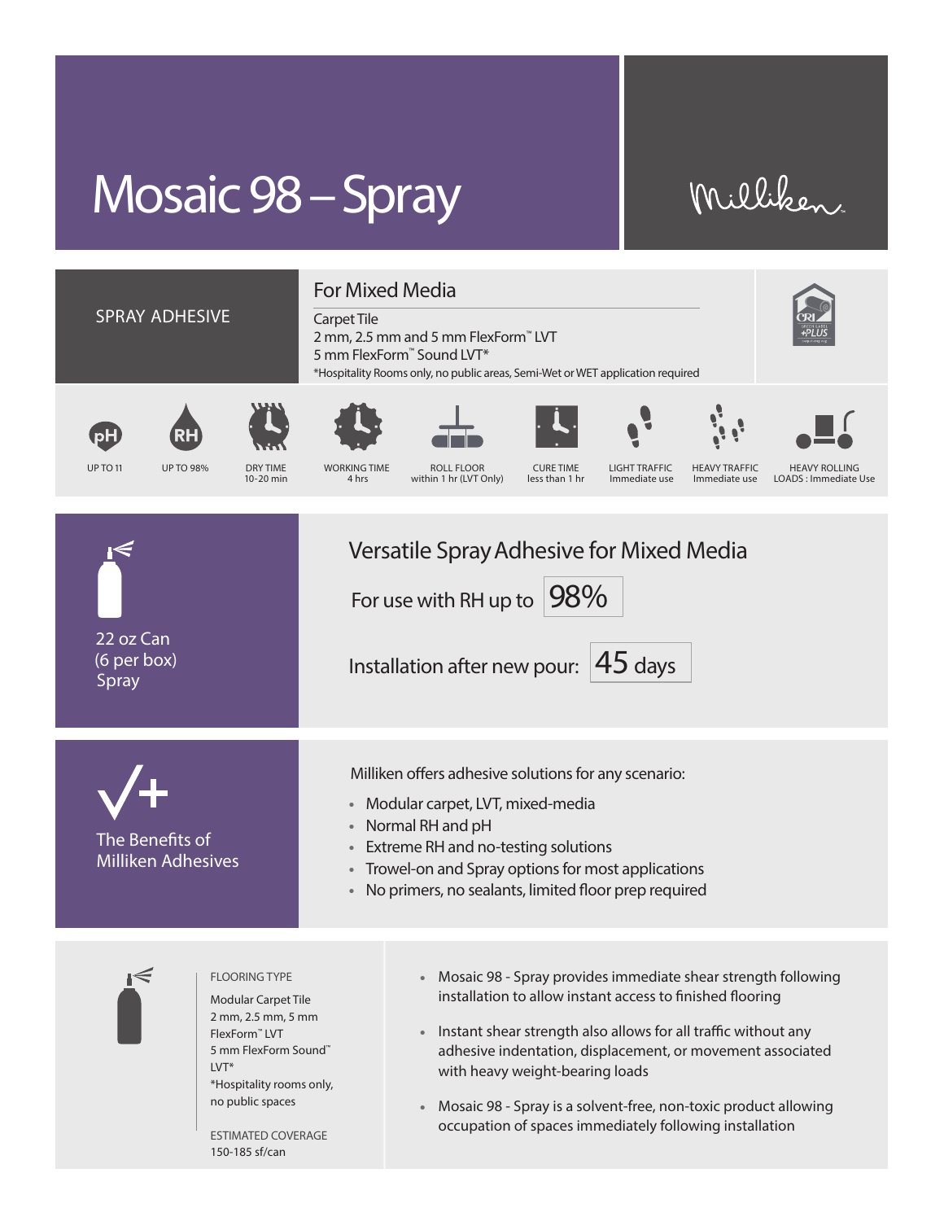# Mosaic 98 – Spray

Milliken

## SPRAY ADHESIVE

### For Mixed Media

Carpet Tile
2 mm, 2.5 mm and 5 mm FlexForm™ LVT
5 mm FlexForm™ Sound LVT*
*Hospitality Rooms only, no public areas, Semi-Wet or WET application required

| pH | RH | DRY TIME | WORKING TIME | ROLL FLOOR | CURE TIME | LIGHT TRAFFIC | HEAVY TRAFFIC | HEAVY ROLLING LOADS |
|---|---|---|---|---|---|---|---|---|
| UP TO 11 | UP TO 98% | 10-20 min | 4 hrs | within 1 hr (LVT Only) | less than 1 hr | Immediate use | Immediate use | Immediate Use |

22 oz Can
(6 per box)
Spray

## Versatile Spray Adhesive for Mixed Media

For use with RH up to **98%**

Installation after new pour: **45 days**

## The Benefits of Milliken Adhesives

Milliken offers adhesive solutions for any scenario:

- Modular carpet, LVT, mixed-media
- Normal RH and pH
- Extreme RH and no-testing solutions
- Trowel-on and Spray options for most applications
- No primers, no sealants, limited floor prep required

FLOORING TYPE

Modular Carpet Tile
2 mm, 2.5 mm, 5 mm FlexForm™ LVT
5 mm FlexForm Sound™ LVT*
*Hospitality rooms only, no public spaces

ESTIMATED COVERAGE

150-185 sf/can

- Mosaic 98 - Spray provides immediate shear strength following installation to allow instant access to finished flooring
- Instant shear strength also allows for all traffic without any adhesive indentation, displacement, or movement associated with heavy weight-bearing loads
- Mosaic 98 - Spray is a solvent-free, non-toxic product allowing occupation of spaces immediately following installation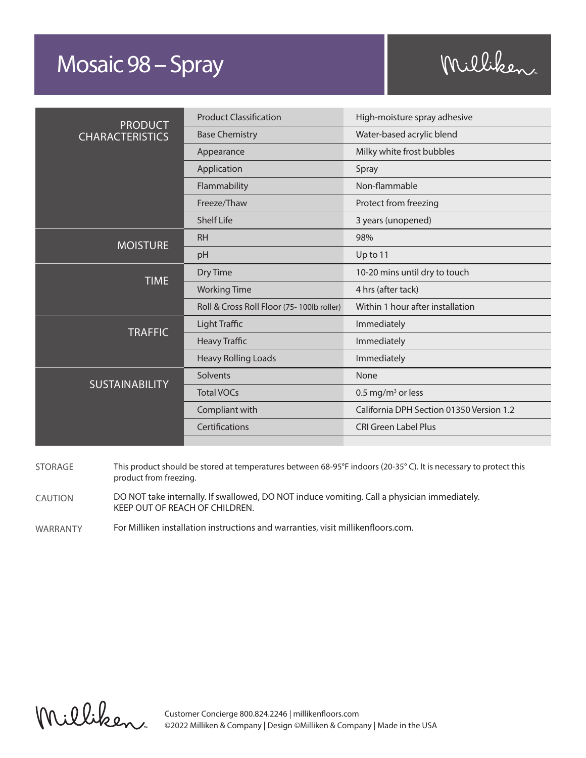# Mosaic 98 – Spray

| | | |
|---|---|---|
| PRODUCT CHARACTERISTICS | Product Classification | High-moisture spray adhesive |
| | Base Chemistry | Water-based acrylic blend |
| | Appearance | Milky white frost bubbles |
| | Application | Spray |
| | Flammability | Non-flammable |
| | Freeze/Thaw | Protect from freezing |
| | Shelf Life | 3 years (unopened) |
| MOISTURE | RH | 98% |
| | pH | Up to 11 |
| TIME | Dry Time | 10-20 mins until dry to touch |
| | Working Time | 4 hrs (after tack) |
| | Roll & Cross Roll Floor (75- 100lb roller) | Within 1 hour after installation |
| TRAFFIC | Light Traffic | Immediately |
| | Heavy Traffic | Immediately |
| | Heavy Rolling Loads | Immediately |
| SUSTAINABILITY | Solvents | None |
| | Total VOCs | 0.5 mg/m$^3$ or less |
| | Compliant with | California DPH Section 01350 Version 1.2 |
| | Certifications | CRI Green Label Plus |

STORAGE — This product should be stored at temperatures between 68-95°F indoors (20-35° C). It is necessary to protect this product from freezing.

CAUTION — DO NOT take internally. If swallowed, DO NOT induce vomiting. Call a physician immediately. KEEP OUT OF REACH OF CHILDREN.

WARRANTY — For Milliken installation instructions and warranties, visit millikenfloors.com.

Customer Concierge 800.824.2246 | millikenfloors.com
©2022 Milliken & Company | Design ©Milliken & Company | Made in the USA